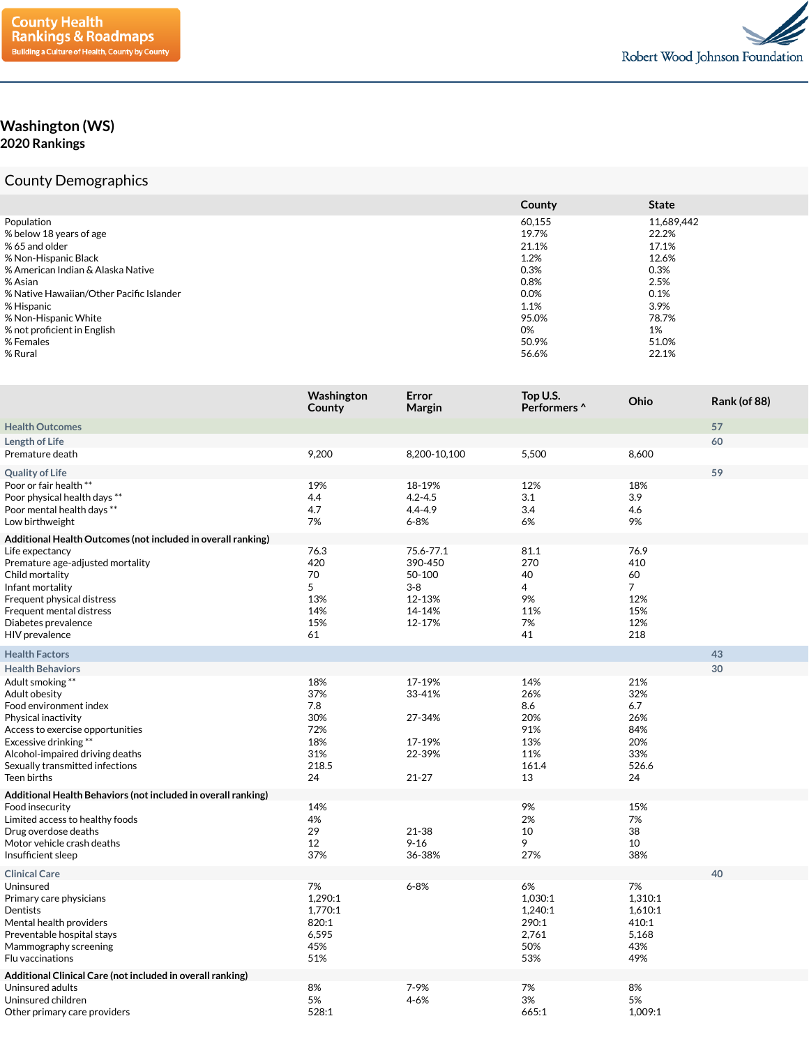County Health Rankings & Roadmaps
Building a Culture of Health, County by County

Robert Wood Johnson Foundation

# Washington (WS)
## 2020 Rankings

## County Demographics

| | County | State |
|---|---|---|
| Population | 60,155 | 11,689,442 |
| % below 18 years of age | 19.7% | 22.2% |
| % 65 and older | 21.1% | 17.1% |
| % Non-Hispanic Black | 1.2% | 12.6% |
| % American Indian & Alaska Native | 0.3% | 0.3% |
| % Asian | 0.8% | 2.5% |
| % Native Hawaiian/Other Pacific Islander | 0.0% | 0.1% |
| % Hispanic | 1.1% | 3.9% |
| % Non-Hispanic White | 95.0% | 78.7% |
| % not proficient in English | 0% | 1% |
| % Females | 50.9% | 51.0% |
| % Rural | 56.6% | 22.1% |

| | Washington County | Error Margin | Top U.S. Performers ^ | Ohio | Rank (of 88) |
|---|---|---|---|---|---|
| **Health Outcomes** | | | | | 57 |
| **Length of Life** | | | | | 60 |
| Premature death | 9,200 | 8,200-10,100 | 5,500 | 8,600 | |
| **Quality of Life** | | | | | 59 |
| Poor or fair health ** | 19% | 18-19% | 12% | 18% | |
| Poor physical health days ** | 4.4 | 4.2-4.5 | 3.1 | 3.9 | |
| Poor mental health days ** | 4.7 | 4.4-4.9 | 3.4 | 4.6 | |
| Low birthweight | 7% | 6-8% | 6% | 9% | |
| **Additional Health Outcomes (not included in overall ranking)** | | | | | |
| Life expectancy | 76.3 | 75.6-77.1 | 81.1 | 76.9 | |
| Premature age-adjusted mortality | 420 | 390-450 | 270 | 410 | |
| Child mortality | 70 | 50-100 | 40 | 60 | |
| Infant mortality | 5 | 3-8 | 4 | 7 | |
| Frequent physical distress | 13% | 12-13% | 9% | 12% | |
| Frequent mental distress | 14% | 14-14% | 11% | 15% | |
| Diabetes prevalence | 15% | 12-17% | 7% | 12% | |
| HIV prevalence | 61 | | 41 | 218 | |
| **Health Factors** | | | | | 43 |
| **Health Behaviors** | | | | | 30 |
| Adult smoking ** | 18% | 17-19% | 14% | 21% | |
| Adult obesity | 37% | 33-41% | 26% | 32% | |
| Food environment index | 7.8 | | 8.6 | 6.7 | |
| Physical inactivity | 30% | 27-34% | 20% | 26% | |
| Access to exercise opportunities | 72% | | 91% | 84% | |
| Excessive drinking ** | 18% | 17-19% | 13% | 20% | |
| Alcohol-impaired driving deaths | 31% | 22-39% | 11% | 33% | |
| Sexually transmitted infections | 218.5 | | 161.4 | 526.6 | |
| Teen births | 24 | 21-27 | 13 | 24 | |
| **Additional Health Behaviors (not included in overall ranking)** | | | | | |
| Food insecurity | 14% | | 9% | 15% | |
| Limited access to healthy foods | 4% | | 2% | 7% | |
| Drug overdose deaths | 29 | 21-38 | 10 | 38 | |
| Motor vehicle crash deaths | 12 | 9-16 | 9 | 10 | |
| Insufficient sleep | 37% | 36-38% | 27% | 38% | |
| **Clinical Care** | | | | | 40 |
| Uninsured | 7% | 6-8% | 6% | 7% | |
| Primary care physicians | 1,290:1 | | 1,030:1 | 1,310:1 | |
| Dentists | 1,770:1 | | 1,240:1 | 1,610:1 | |
| Mental health providers | 820:1 | | 290:1 | 410:1 | |
| Preventable hospital stays | 6,595 | | 2,761 | 5,168 | |
| Mammography screening | 45% | | 50% | 43% | |
| Flu vaccinations | 51% | | 53% | 49% | |
| **Additional Clinical Care (not included in overall ranking)** | | | | | |
| Uninsured adults | 8% | 7-9% | 7% | 8% | |
| Uninsured children | 5% | 4-6% | 3% | 5% | |
| Other primary care providers | 528:1 | | 665:1 | 1,009:1 | |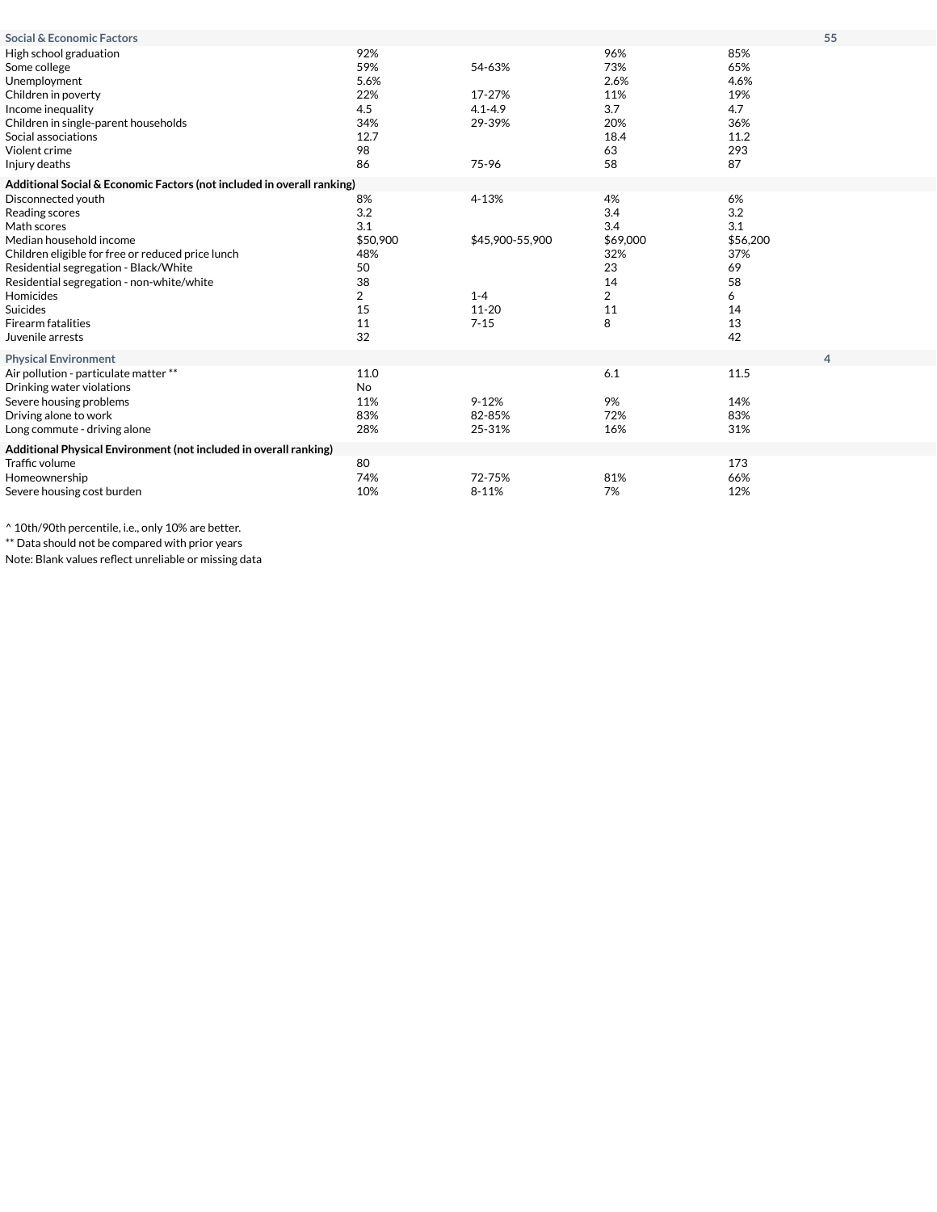| | | | | | |
|---|---|---|---|---|---|
| **Social & Economic Factors** | | | | | 55 |
| High school graduation | 92% | | 96% | 85% | |
| Some college | 59% | 54-63% | 73% | 65% | |
| Unemployment | 5.6% | | 2.6% | 4.6% | |
| Children in poverty | 22% | 17-27% | 11% | 19% | |
| Income inequality | 4.5 | 4.1-4.9 | 3.7 | 4.7 | |
| Children in single-parent households | 34% | 29-39% | 20% | 36% | |
| Social associations | 12.7 | | 18.4 | 11.2 | |
| Violent crime | 98 | | 63 | 293 | |
| Injury deaths | 86 | 75-96 | 58 | 87 | |
| **Additional Social & Economic Factors (not included in overall ranking)** | | | | | |
| Disconnected youth | 8% | 4-13% | 4% | 6% | |
| Reading scores | 3.2 | | 3.4 | 3.2 | |
| Math scores | 3.1 | | 3.4 | 3.1 | |
| Median household income | $50,900 | $45,900-55,900 | $69,000 | $56,200 | |
| Children eligible for free or reduced price lunch | 48% | | 32% | 37% | |
| Residential segregation - Black/White | 50 | | 23 | 69 | |
| Residential segregation - non-white/white | 38 | | 14 | 58 | |
| Homicides | 2 | 1-4 | 2 | 6 | |
| Suicides | 15 | 11-20 | 11 | 14 | |
| Firearm fatalities | 11 | 7-15 | 8 | 13 | |
| Juvenile arrests | 32 | | | 42 | |
| **Physical Environment** | | | | | 4 |
| Air pollution - particulate matter ** | 11.0 | | 6.1 | 11.5 | |
| Drinking water violations | No | | | | |
| Severe housing problems | 11% | 9-12% | 9% | 14% | |
| Driving alone to work | 83% | 82-85% | 72% | 83% | |
| Long commute - driving alone | 28% | 25-31% | 16% | 31% | |
| **Additional Physical Environment (not included in overall ranking)** | | | | | |
| Traffic volume | 80 | | | 173 | |
| Homeownership | 74% | 72-75% | 81% | 66% | |
| Severe housing cost burden | 10% | 8-11% | 7% | 12% | |

^ 10th/90th percentile, i.e., only 10% are better.

** Data should not be compared with prior years

Note: Blank values reflect unreliable or missing data